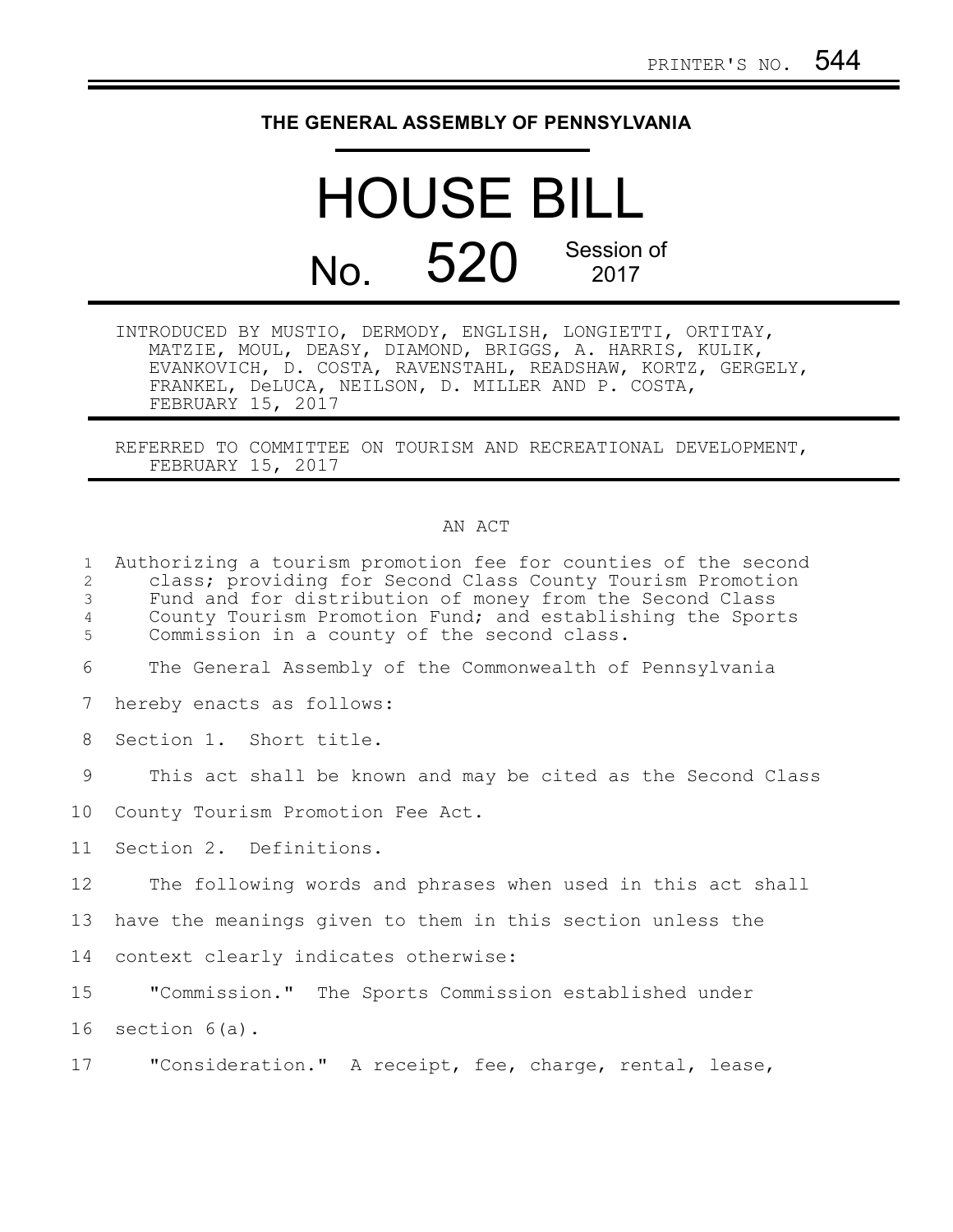PRINTER'S NO. 544

# THE GENERAL ASSEMBLY OF PENNSYLVANIA

# HOUSE BILL

## No. 520 Session of 2017

INTRODUCED BY MUSTIO, DERMODY, ENGLISH, LONGIETTI, ORTITAY, MATZIE, MOUL, DEASY, DIAMOND, BRIGGS, A. HARRIS, KULIK, EVANKOVICH, D. COSTA, RAVENSTAHL, READSHAW, KORTZ, GERGELY, FRANKEL, DeLUCA, NEILSON, D. MILLER AND P. COSTA, FEBRUARY 15, 2017

REFERRED TO COMMITTEE ON TOURISM AND RECREATIONAL DEVELOPMENT, FEBRUARY 15, 2017

AN ACT

Authorizing a tourism promotion fee for counties of the second class; providing for Second Class County Tourism Promotion Fund and for distribution of money from the Second Class County Tourism Promotion Fund; and establishing the Sports Commission in a county of the second class.

The General Assembly of the Commonwealth of Pennsylvania hereby enacts as follows:

Section 1. Short title.

This act shall be known and may be cited as the Second Class County Tourism Promotion Fee Act.

Section 2. Definitions.

The following words and phrases when used in this act shall have the meanings given to them in this section unless the context clearly indicates otherwise:

"Commission." The Sports Commission established under section 6(a).

"Consideration." A receipt, fee, charge, rental, lease,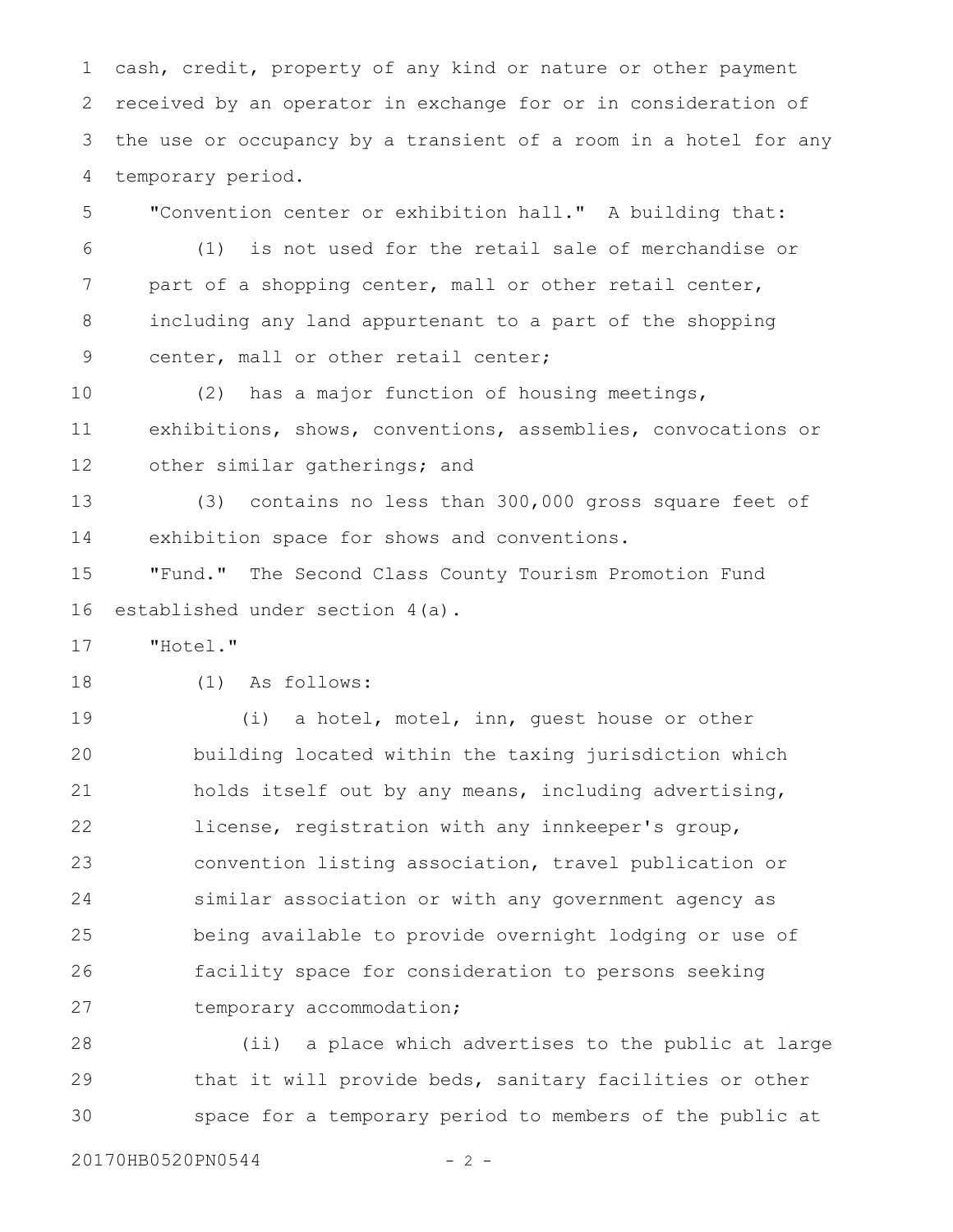cash, credit, property of any kind or nature or other payment received by an operator in exchange for or in consideration of the use or occupancy by a transient of a room in a hotel for any temporary period.

"Convention center or exhibition hall." A building that:

(1) is not used for the retail sale of merchandise or part of a shopping center, mall or other retail center, including any land appurtenant to a part of the shopping center, mall or other retail center;

(2) has a major function of housing meetings, exhibitions, shows, conventions, assemblies, convocations or other similar gatherings; and

(3) contains no less than 300,000 gross square feet of exhibition space for shows and conventions.

"Fund." The Second Class County Tourism Promotion Fund established under section 4(a).

"Hotel."

(1) As follows:

(i) a hotel, motel, inn, guest house or other building located within the taxing jurisdiction which holds itself out by any means, including advertising, license, registration with any innkeeper's group, convention listing association, travel publication or similar association or with any government agency as being available to provide overnight lodging or use of facility space for consideration to persons seeking temporary accommodation;

(ii) a place which advertises to the public at large that it will provide beds, sanitary facilities or other space for a temporary period to members of the public at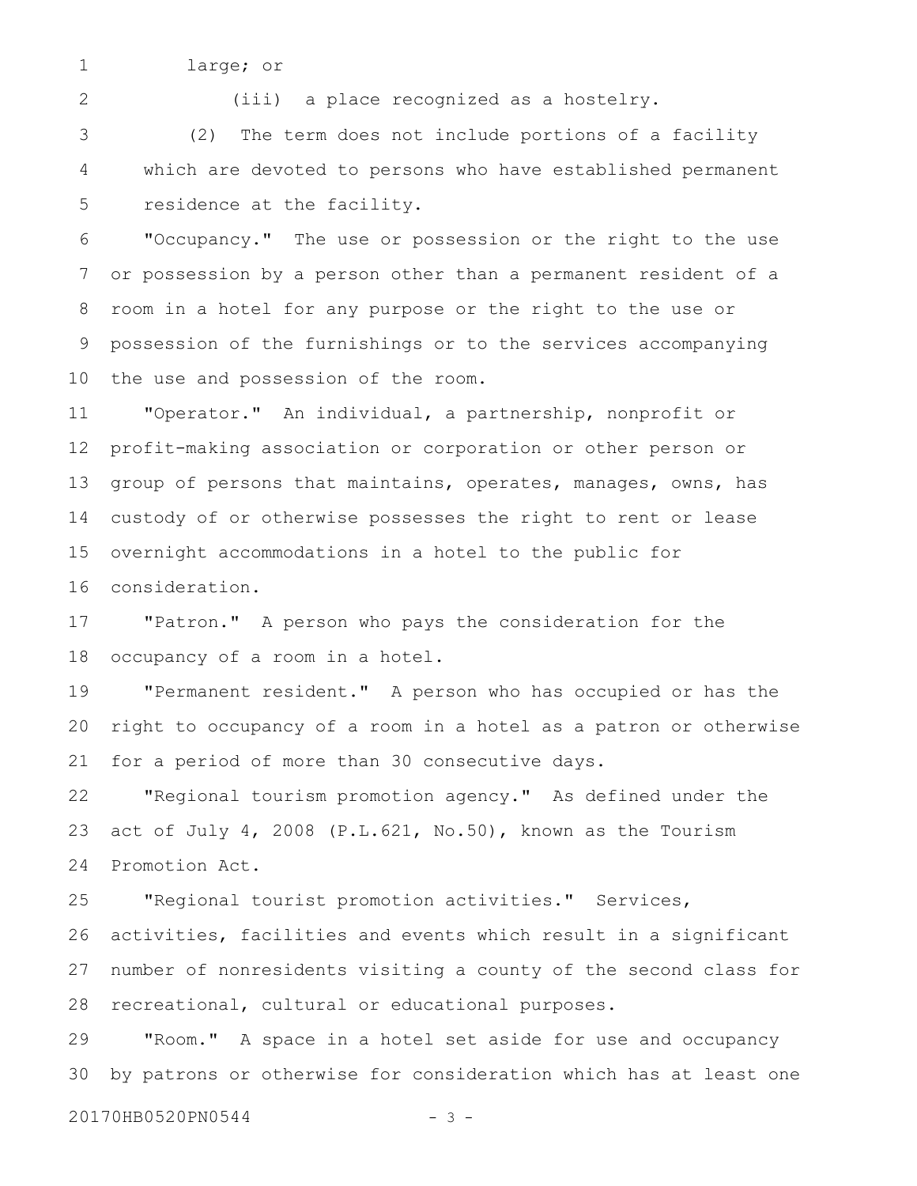large; or

(iii) a place recognized as a hostelry.

(2) The term does not include portions of a facility which are devoted to persons who have established permanent residence at the facility.

"Occupancy." The use or possession or the right to the use or possession by a person other than a permanent resident of a room in a hotel for any purpose or the right to the use or possession of the furnishings or to the services accompanying the use and possession of the room.

"Operator." An individual, a partnership, nonprofit or profit-making association or corporation or other person or group of persons that maintains, operates, manages, owns, has custody of or otherwise possesses the right to rent or lease overnight accommodations in a hotel to the public for consideration.

"Patron." A person who pays the consideration for the occupancy of a room in a hotel.

"Permanent resident." A person who has occupied or has the right to occupancy of a room in a hotel as a patron or otherwise for a period of more than 30 consecutive days.

"Regional tourism promotion agency." As defined under the act of July 4, 2008 (P.L.621, No.50), known as the Tourism Promotion Act.

"Regional tourist promotion activities." Services, activities, facilities and events which result in a significant number of nonresidents visiting a county of the second class for recreational, cultural or educational purposes.

"Room." A space in a hotel set aside for use and occupancy by patrons or otherwise for consideration which has at least one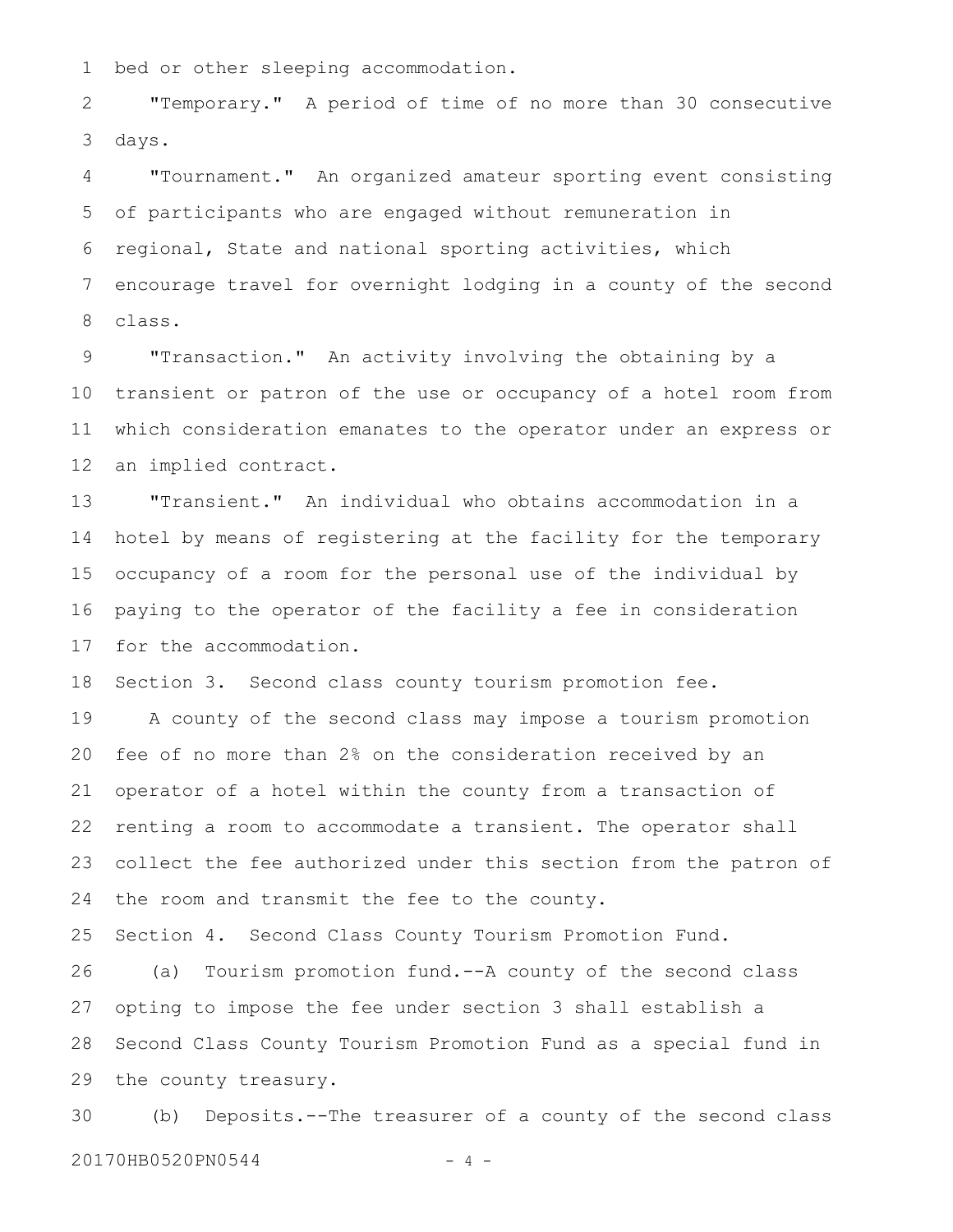bed or other sleeping accommodation.

"Temporary." A period of time of no more than 30 consecutive days.

"Tournament." An organized amateur sporting event consisting of participants who are engaged without remuneration in regional, State and national sporting activities, which encourage travel for overnight lodging in a county of the second class.

"Transaction." An activity involving the obtaining by a transient or patron of the use or occupancy of a hotel room from which consideration emanates to the operator under an express or an implied contract.

"Transient." An individual who obtains accommodation in a hotel by means of registering at the facility for the temporary occupancy of a room for the personal use of the individual by paying to the operator of the facility a fee in consideration for the accommodation.

Section 3. Second class county tourism promotion fee.

A county of the second class may impose a tourism promotion fee of no more than 2% on the consideration received by an operator of a hotel within the county from a transaction of renting a room to accommodate a transient. The operator shall collect the fee authorized under this section from the patron of the room and transmit the fee to the county.

Section 4. Second Class County Tourism Promotion Fund.

(a) Tourism promotion fund.--A county of the second class opting to impose the fee under section 3 shall establish a Second Class County Tourism Promotion Fund as a special fund in the county treasury.

(b) Deposits.--The treasurer of a county of the second class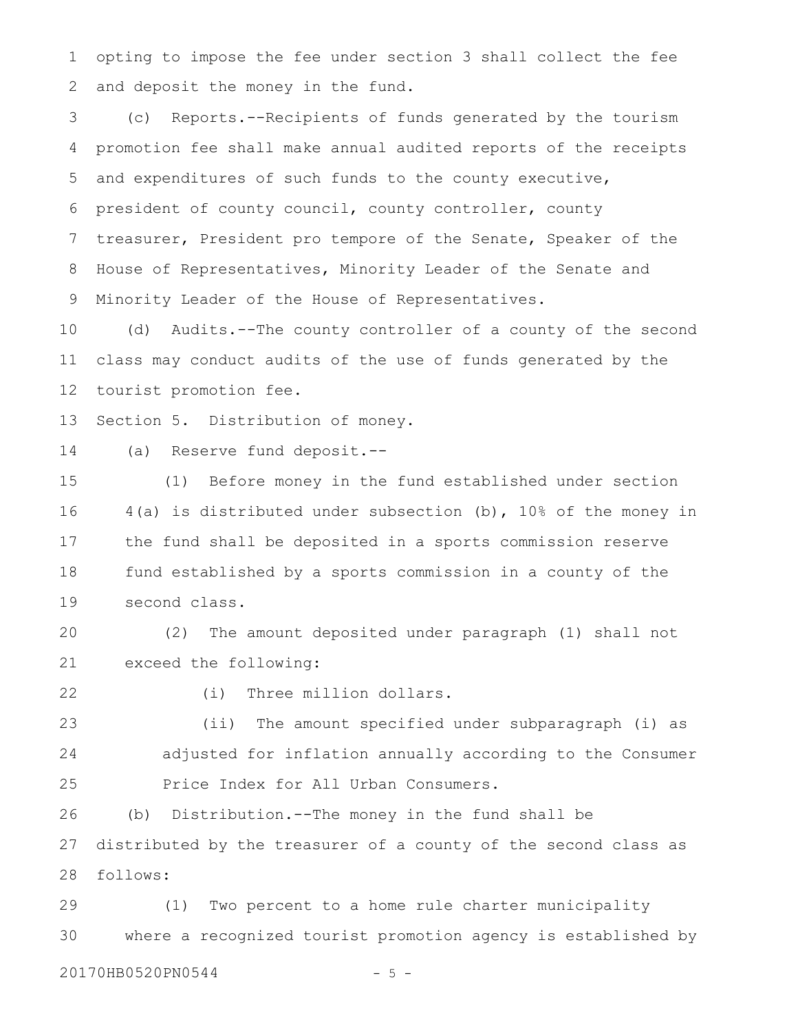opting to impose the fee under section 3 shall collect the fee and deposit the money in the fund.

(c) Reports.--Recipients of funds generated by the tourism promotion fee shall make annual audited reports of the receipts and expenditures of such funds to the county executive, president of county council, county controller, county treasurer, President pro tempore of the Senate, Speaker of the House of Representatives, Minority Leader of the Senate and Minority Leader of the House of Representatives.

(d) Audits.--The county controller of a county of the second class may conduct audits of the use of funds generated by the tourist promotion fee.

Section 5. Distribution of money.

(a) Reserve fund deposit.--

(1) Before money in the fund established under section 4(a) is distributed under subsection (b), 10% of the money in the fund shall be deposited in a sports commission reserve fund established by a sports commission in a county of the second class.

(2) The amount deposited under paragraph (1) shall not exceed the following:

(i) Three million dollars.

(ii) The amount specified under subparagraph (i) as adjusted for inflation annually according to the Consumer Price Index for All Urban Consumers.

(b) Distribution.--The money in the fund shall be distributed by the treasurer of a county of the second class as follows:

(1) Two percent to a home rule charter municipality where a recognized tourist promotion agency is established by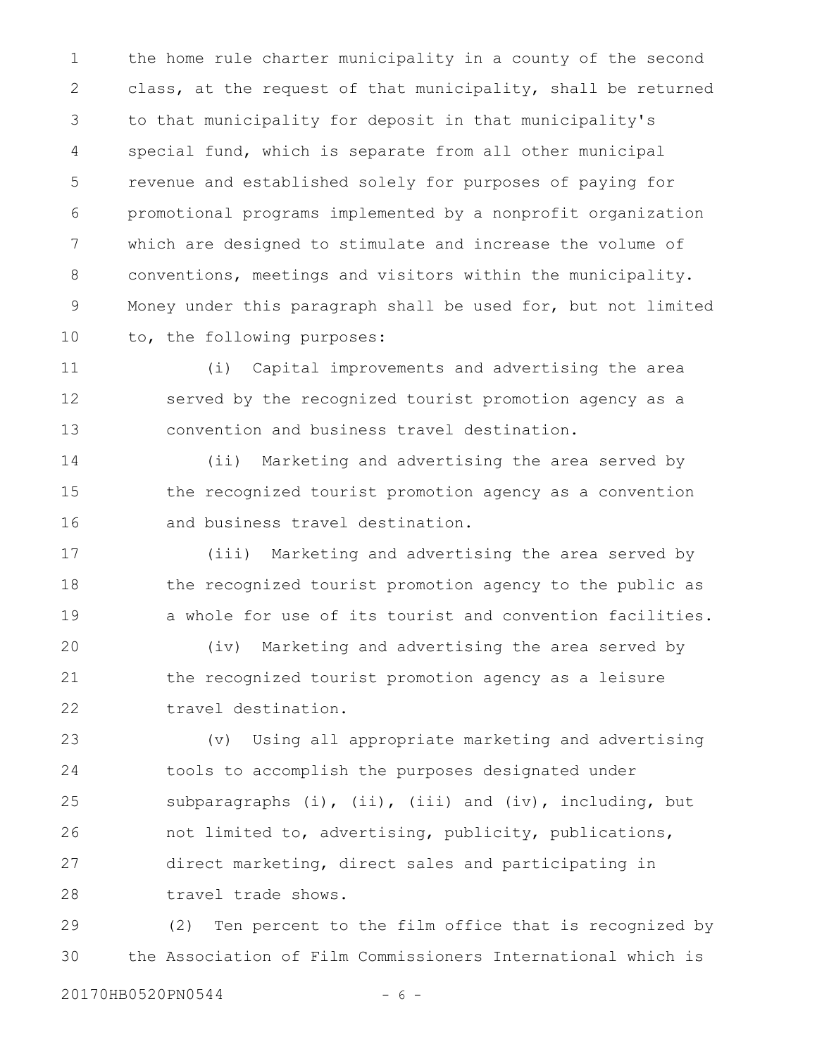the home rule charter municipality in a county of the second class, at the request of that municipality, shall be returned to that municipality for deposit in that municipality's special fund, which is separate from all other municipal revenue and established solely for purposes of paying for promotional programs implemented by a nonprofit organization which are designed to stimulate and increase the volume of conventions, meetings and visitors within the municipality. Money under this paragraph shall be used for, but not limited to, the following purposes:

(i) Capital improvements and advertising the area served by the recognized tourist promotion agency as a convention and business travel destination.

(ii) Marketing and advertising the area served by the recognized tourist promotion agency as a convention and business travel destination.

(iii) Marketing and advertising the area served by the recognized tourist promotion agency to the public as a whole for use of its tourist and convention facilities.

(iv) Marketing and advertising the area served by the recognized tourist promotion agency as a leisure travel destination.

(v) Using all appropriate marketing and advertising tools to accomplish the purposes designated under subparagraphs (i), (ii), (iii) and (iv), including, but not limited to, advertising, publicity, publications, direct marketing, direct sales and participating in travel trade shows.

(2) Ten percent to the film office that is recognized by the Association of Film Commissioners International which is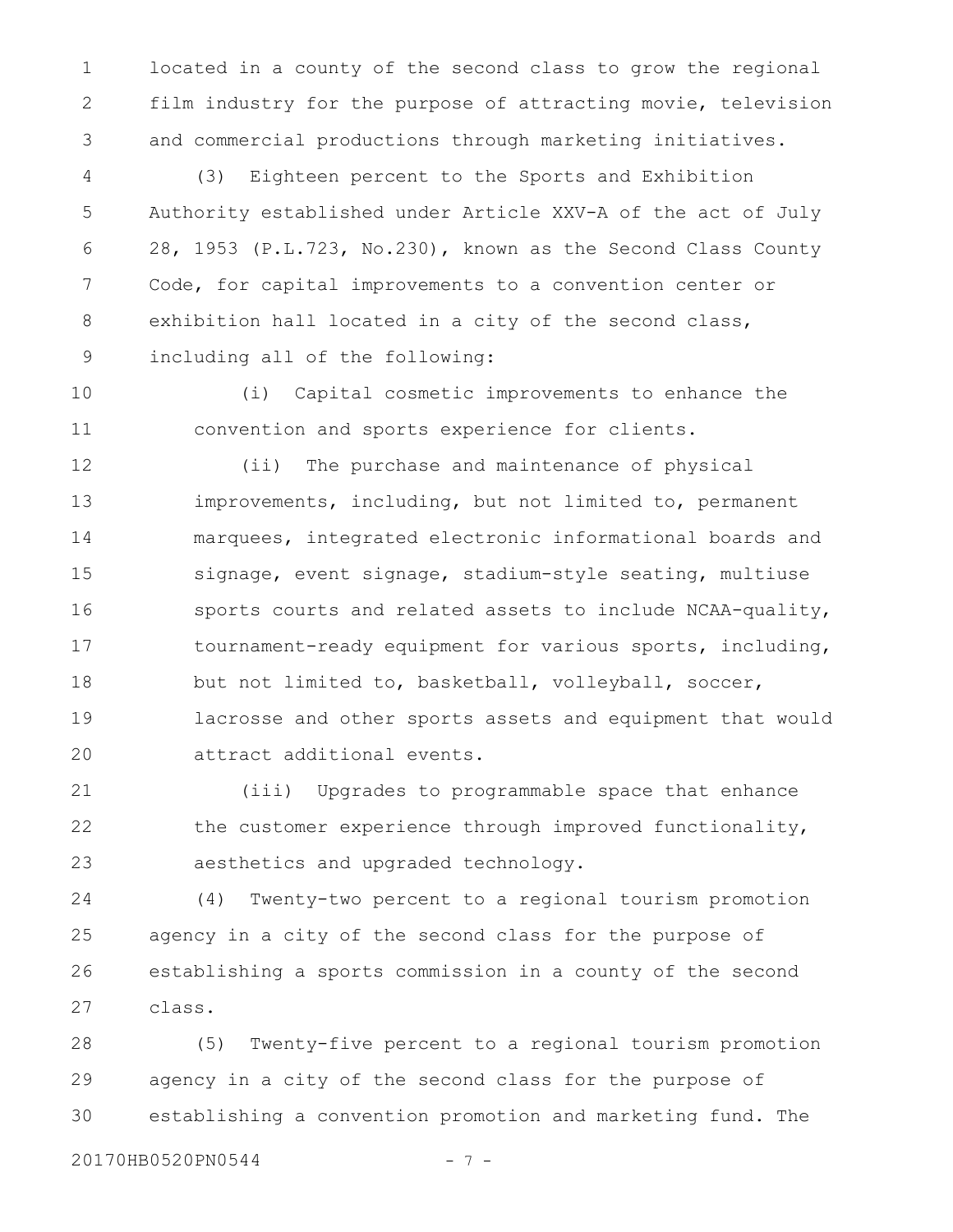located in a county of the second class to grow the regional film industry for the purpose of attracting movie, television and commercial productions through marketing initiatives.

(3) Eighteen percent to the Sports and Exhibition Authority established under Article XXV-A of the act of July 28, 1953 (P.L.723, No.230), known as the Second Class County Code, for capital improvements to a convention center or exhibition hall located in a city of the second class, including all of the following:

(i) Capital cosmetic improvements to enhance the convention and sports experience for clients.

(ii) The purchase and maintenance of physical improvements, including, but not limited to, permanent marquees, integrated electronic informational boards and signage, event signage, stadium-style seating, multiuse sports courts and related assets to include NCAA-quality, tournament-ready equipment for various sports, including, but not limited to, basketball, volleyball, soccer, lacrosse and other sports assets and equipment that would attract additional events.

(iii) Upgrades to programmable space that enhance the customer experience through improved functionality, aesthetics and upgraded technology.

(4) Twenty-two percent to a regional tourism promotion agency in a city of the second class for the purpose of establishing a sports commission in a county of the second class.

(5) Twenty-five percent to a regional tourism promotion agency in a city of the second class for the purpose of establishing a convention promotion and marketing fund. The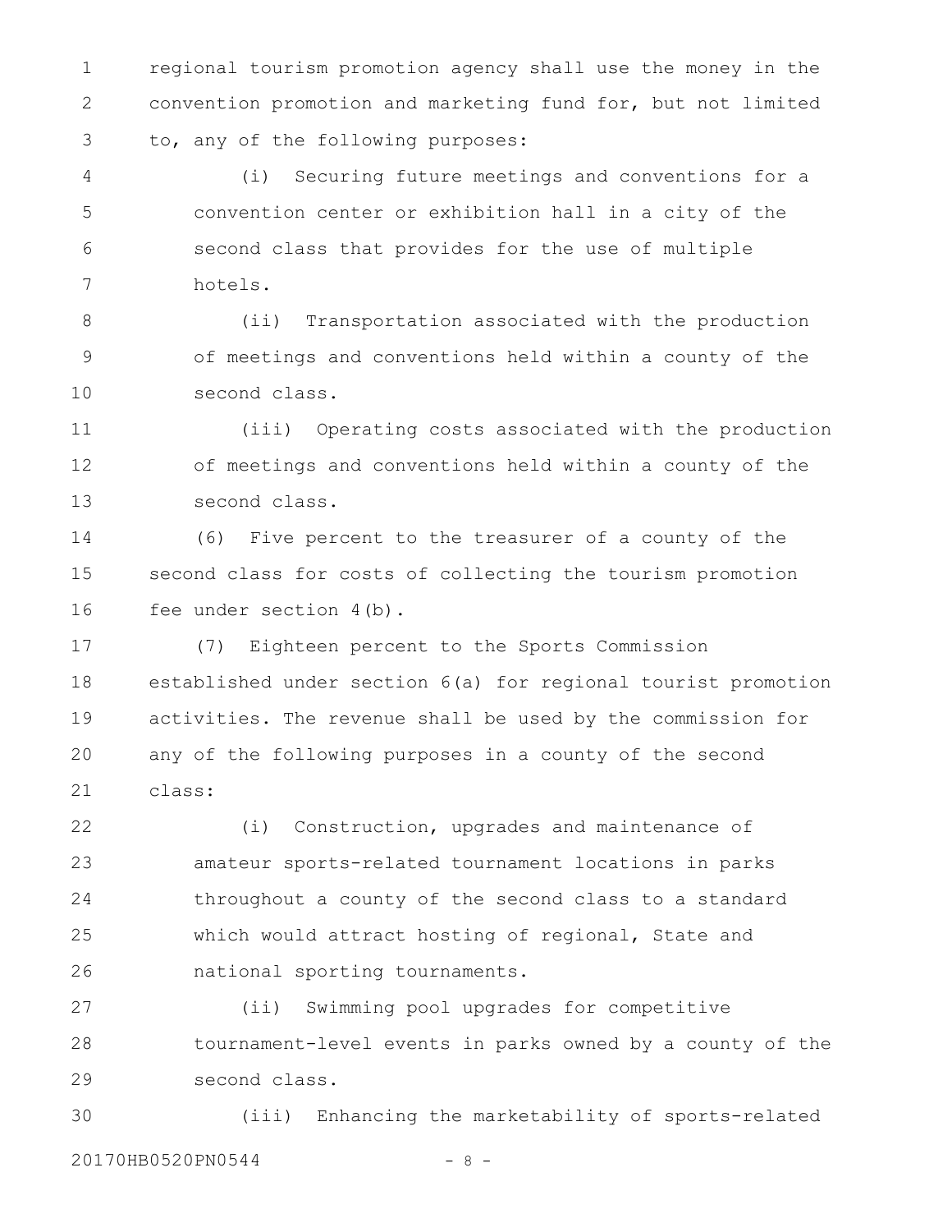regional tourism promotion agency shall use the money in the convention promotion and marketing fund for, but not limited to, any of the following purposes:

(i) Securing future meetings and conventions for a convention center or exhibition hall in a city of the second class that provides for the use of multiple hotels.

(ii) Transportation associated with the production of meetings and conventions held within a county of the second class.

(iii) Operating costs associated with the production of meetings and conventions held within a county of the second class.

(6) Five percent to the treasurer of a county of the second class for costs of collecting the tourism promotion fee under section 4(b).

(7) Eighteen percent to the Sports Commission established under section 6(a) for regional tourist promotion activities. The revenue shall be used by the commission for any of the following purposes in a county of the second class:

(i) Construction, upgrades and maintenance of amateur sports-related tournament locations in parks throughout a county of the second class to a standard which would attract hosting of regional, State and national sporting tournaments.

(ii) Swimming pool upgrades for competitive tournament-level events in parks owned by a county of the second class.

(iii) Enhancing the marketability of sports-related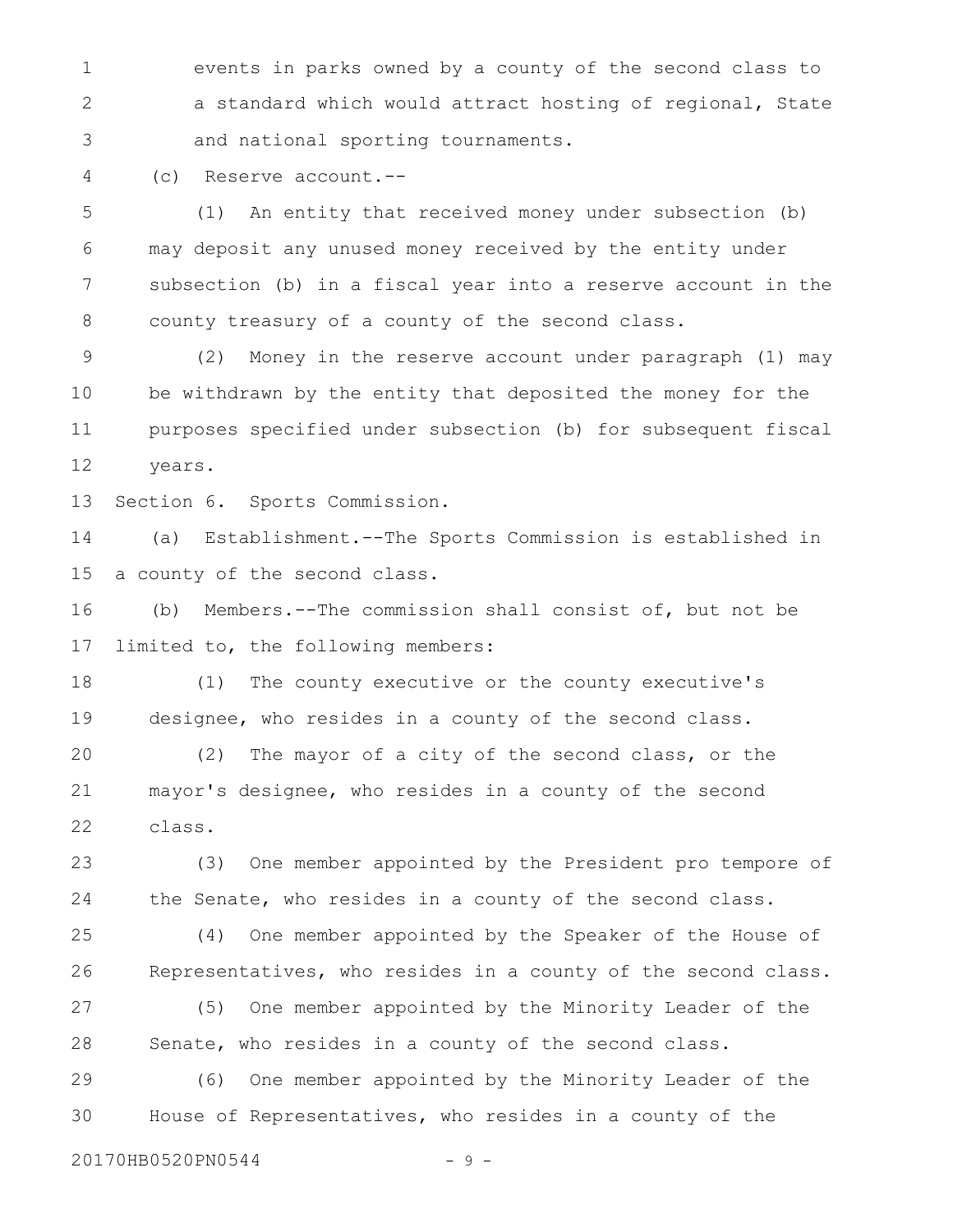events in parks owned by a county of the second class to a standard which would attract hosting of regional, State and national sporting tournaments.

(c) Reserve account.--

(1) An entity that received money under subsection (b) may deposit any unused money received by the entity under subsection (b) in a fiscal year into a reserve account in the county treasury of a county of the second class.

(2) Money in the reserve account under paragraph (1) may be withdrawn by the entity that deposited the money for the purposes specified under subsection (b) for subsequent fiscal years.

Section 6. Sports Commission.

(a) Establishment.--The Sports Commission is established in a county of the second class.

(b) Members.--The commission shall consist of, but not be limited to, the following members:

(1) The county executive or the county executive's designee, who resides in a county of the second class.

(2) The mayor of a city of the second class, or the mayor's designee, who resides in a county of the second class.

(3) One member appointed by the President pro tempore of the Senate, who resides in a county of the second class.

(4) One member appointed by the Speaker of the House of Representatives, who resides in a county of the second class.

(5) One member appointed by the Minority Leader of the Senate, who resides in a county of the second class.

(6) One member appointed by the Minority Leader of the House of Representatives, who resides in a county of the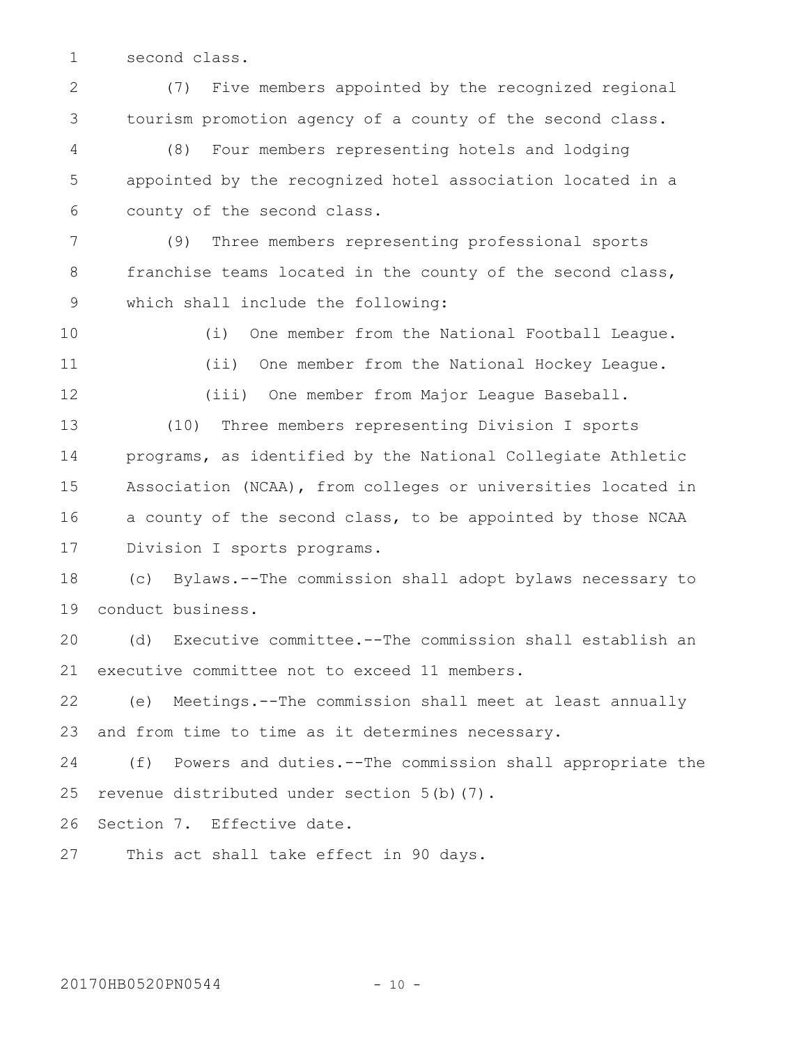second class.

(7) Five members appointed by the recognized regional tourism promotion agency of a county of the second class.

(8) Four members representing hotels and lodging appointed by the recognized hotel association located in a county of the second class.

(9) Three members representing professional sports franchise teams located in the county of the second class, which shall include the following:

(i) One member from the National Football League.

(ii) One member from the National Hockey League.

(iii) One member from Major League Baseball.

(10) Three members representing Division I sports programs, as identified by the National Collegiate Athletic Association (NCAA), from colleges or universities located in a county of the second class, to be appointed by those NCAA Division I sports programs.

(c) Bylaws.--The commission shall adopt bylaws necessary to conduct business.

(d) Executive committee.--The commission shall establish an executive committee not to exceed 11 members.

(e) Meetings.--The commission shall meet at least annually and from time to time as it determines necessary.

(f) Powers and duties.--The commission shall appropriate the revenue distributed under section 5(b)(7).

Section 7. Effective date.

This act shall take effect in 90 days.